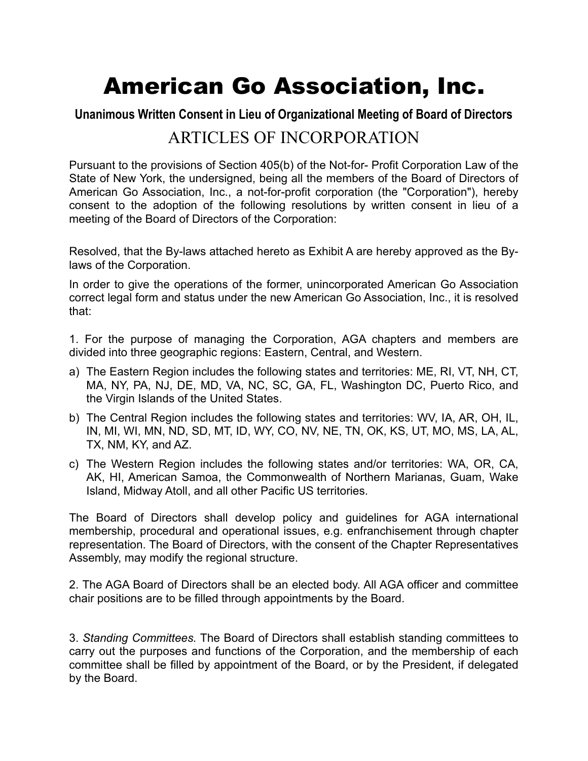# American Go Association, Inc.

## Unanimous Written Consent in Lieu of Organizational Meeting of Board of Directors

## ARTICLES OF INCORPORATION

Pursuant to the provisions of Section 405(b) of the Not-for- Profit Corporation Law of the State of New York, the undersigned, being all the members of the Board of Directors of American Go Association, Inc., a not-for-profit corporation (the "Corporation"), hereby consent to the adoption of the following resolutions by written consent in lieu of a meeting of the Board of Directors of the Corporation:

Resolved, that the By-laws attached hereto as Exhibit A are hereby approved as the By-laws of the Corporation.

In order to give the operations of the former, unincorporated American Go Association correct legal form and status under the new American Go Association, Inc., it is resolved that:

1. For the purpose of managing the Corporation, AGA chapters and members are divided into three geographic regions: Eastern, Central, and Western.

a) The Eastern Region includes the following states and territories: ME, RI, VT, NH, CT, MA, NY, PA, NJ, DE, MD, VA, NC, SC, GA, FL, Washington DC, Puerto Rico, and the Virgin Islands of the United States.

b) The Central Region includes the following states and territories: WV, IA, AR, OH, IL, IN, MI, WI, MN, ND, SD, MT, ID, WY, CO, NV, NE, TN, OK, KS, UT, MO, MS, LA, AL, TX, NM, KY, and AZ.

c) The Western Region includes the following states and/or territories: WA, OR, CA, AK, HI, American Samoa, the Commonwealth of Northern Marianas, Guam, Wake Island, Midway Atoll, and all other Pacific US territories.

The Board of Directors shall develop policy and guidelines for AGA international membership, procedural and operational issues, e.g. enfranchisement through chapter representation. The Board of Directors, with the consent of the Chapter Representatives Assembly, may modify the regional structure.

2. The AGA Board of Directors shall be an elected body. All AGA officer and committee chair positions are to be filled through appointments by the Board.

3. *Standing Committees.* The Board of Directors shall establish standing committees to carry out the purposes and functions of the Corporation, and the membership of each committee shall be filled by appointment of the Board, or by the President, if delegated by the Board.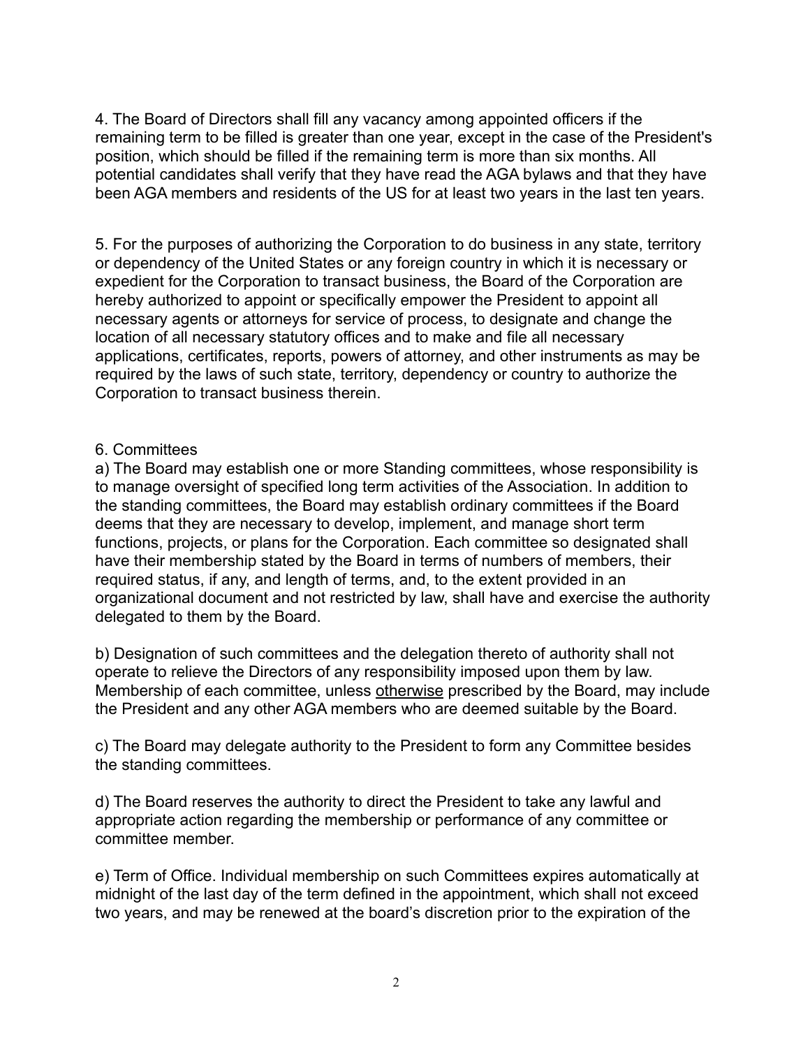4. The Board of Directors shall fill any vacancy among appointed officers if the remaining term to be filled is greater than one year, except in the case of the President's position, which should be filled if the remaining term is more than six months. All potential candidates shall verify that they have read the AGA bylaws and that they have been AGA members and residents of the US for at least two years in the last ten years.

5. For the purposes of authorizing the Corporation to do business in any state, territory or dependency of the United States or any foreign country in which it is necessary or expedient for the Corporation to transact business, the Board of the Corporation are hereby authorized to appoint or specifically empower the President to appoint all necessary agents or attorneys for service of process, to designate and change the location of all necessary statutory offices and to make and file all necessary applications, certificates, reports, powers of attorney, and other instruments as may be required by the laws of such state, territory, dependency or country to authorize the Corporation to transact business therein.

6. Committees

a) The Board may establish one or more Standing committees, whose responsibility is to manage oversight of specified long term activities of the Association. In addition to the standing committees, the Board may establish ordinary committees if the Board deems that they are necessary to develop, implement, and manage short term functions, projects, or plans for the Corporation. Each committee so designated shall have their membership stated by the Board in terms of numbers of members, their required status, if any, and length of terms, and, to the extent provided in an organizational document and not restricted by law, shall have and exercise the authority delegated to them by the Board.

b) Designation of such committees and the delegation thereto of authority shall not operate to relieve the Directors of any responsibility imposed upon them by law. Membership of each committee, unless <u>otherwise</u> prescribed by the Board, may include the President and any other AGA members who are deemed suitable by the Board.

c) The Board may delegate authority to the President to form any Committee besides the standing committees.

d) The Board reserves the authority to direct the President to take any lawful and appropriate action regarding the membership or performance of any committee or committee member.

e) Term of Office. Individual membership on such Committees expires automatically at midnight of the last day of the term defined in the appointment, which shall not exceed two years, and may be renewed at the board’s discretion prior to the expiration of the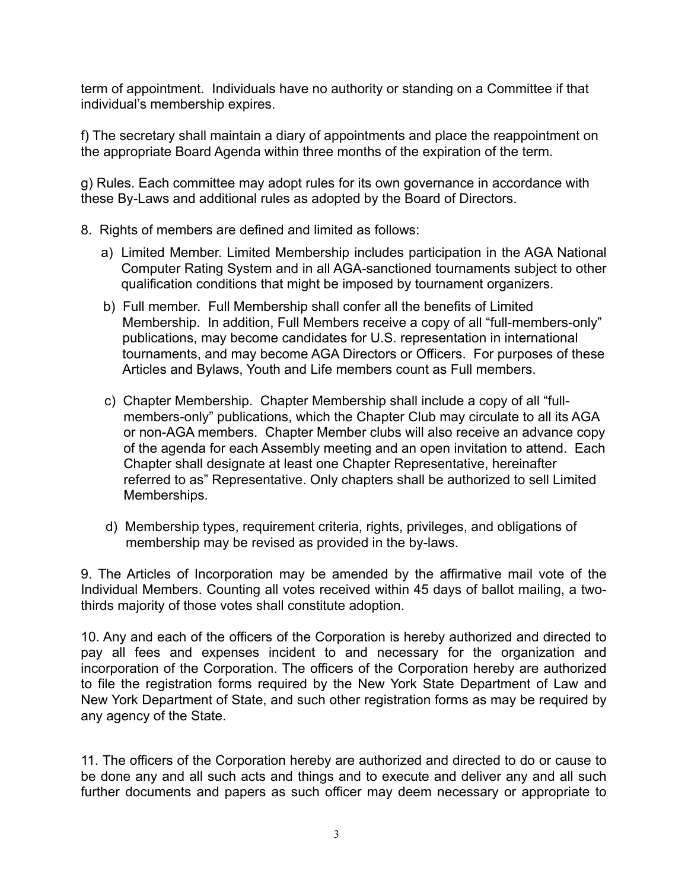term of appointment. Individuals have no authority or standing on a Committee if that individual's membership expires.

f) The secretary shall maintain a diary of appointments and place the reappointment on the appropriate Board Agenda within three months of the expiration of the term.

g) Rules. Each committee may adopt rules for its own governance in accordance with these By-Laws and additional rules as adopted by the Board of Directors.

8. Rights of members are defined and limited as follows:

   a) Limited Member. Limited Membership includes participation in the AGA National Computer Rating System and in all AGA-sanctioned tournaments subject to other qualification conditions that might be imposed by tournament organizers.

   b) Full member. Full Membership shall confer all the benefits of Limited Membership. In addition, Full Members receive a copy of all "full-members-only" publications, may become candidates for U.S. representation in international tournaments, and may become AGA Directors or Officers. For purposes of these Articles and Bylaws, Youth and Life members count as Full members.

   c) Chapter Membership. Chapter Membership shall include a copy of all "full-members-only" publications, which the Chapter Club may circulate to all its AGA or non-AGA members. Chapter Member clubs will also receive an advance copy of the agenda for each Assembly meeting and an open invitation to attend. Each Chapter shall designate at least one Chapter Representative, hereinafter referred to as" Representative. Only chapters shall be authorized to sell Limited Memberships.

   d) Membership types, requirement criteria, rights, privileges, and obligations of membership may be revised as provided in the by-laws.

9. The Articles of Incorporation may be amended by the affirmative mail vote of the Individual Members. Counting all votes received within 45 days of ballot mailing, a two-thirds majority of those votes shall constitute adoption.

10. Any and each of the officers of the Corporation is hereby authorized and directed to pay all fees and expenses incident to and necessary for the organization and incorporation of the Corporation. The officers of the Corporation hereby are authorized to file the registration forms required by the New York State Department of Law and New York Department of State, and such other registration forms as may be required by any agency of the State.

11. The officers of the Corporation hereby are authorized and directed to do or cause to be done any and all such acts and things and to execute and deliver any and all such further documents and papers as such officer may deem necessary or appropriate to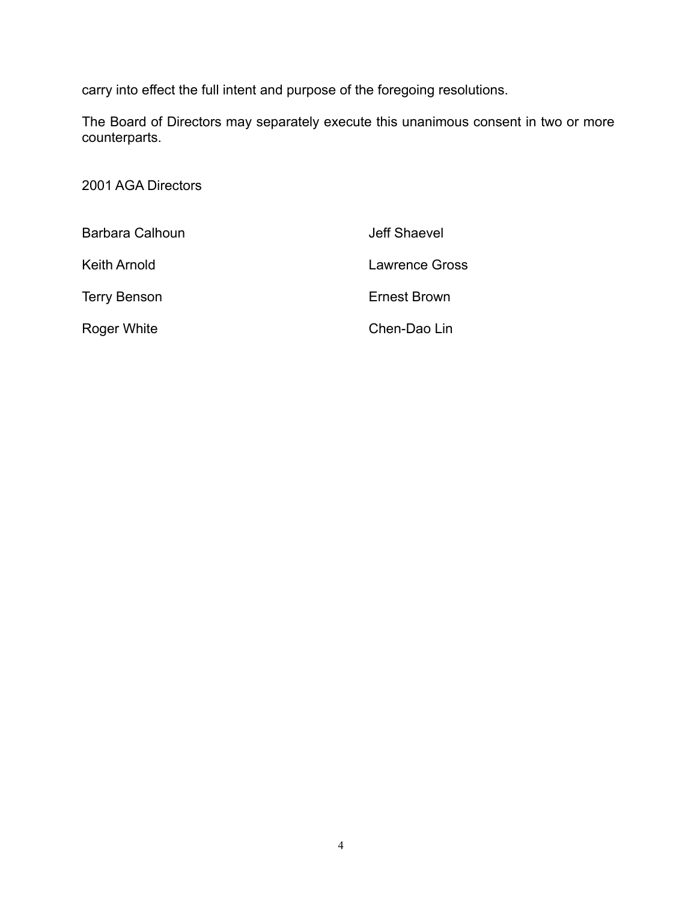carry into effect the full intent and purpose of the foregoing resolutions.

The Board of Directors may separately execute this unanimous consent in two or more counterparts.

2001 AGA Directors

Barbara Calhoun

Keith Arnold

Terry Benson

Roger White

Jeff Shaevel

Lawrence Gross

Ernest Brown

Chen-Dao Lin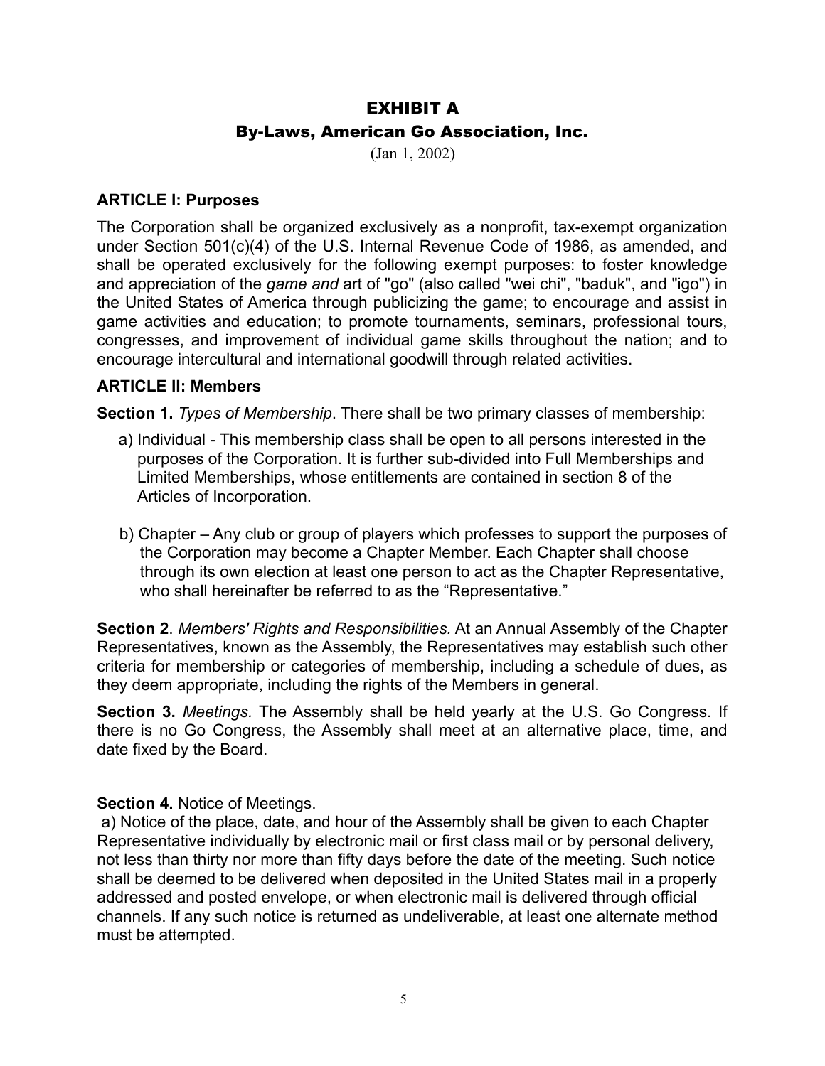# EXHIBIT A

## By-Laws, American Go Association, Inc.

(Jan 1, 2002)

### ARTICLE I: Purposes

The Corporation shall be organized exclusively as a nonprofit, tax-exempt organization under Section 501(c)(4) of the U.S. Internal Revenue Code of 1986, as amended, and shall be operated exclusively for the following exempt purposes: to foster knowledge and appreciation of the *game and* art of "go" (also called "wei chi", "baduk", and "igo") in the United States of America through publicizing the game; to encourage and assist in game activities and education; to promote tournaments, seminars, professional tours, congresses, and improvement of individual game skills throughout the nation; and to encourage intercultural and international goodwill through related activities.

### ARTICLE II: Members

**Section 1.** *Types of Membership*. There shall be two primary classes of membership:

a) Individual - This membership class shall be open to all persons interested in the purposes of the Corporation. It is further sub-divided into Full Memberships and Limited Memberships, whose entitlements are contained in section 8 of the Articles of Incorporation.

b) Chapter – Any club or group of players which professes to support the purposes of the Corporation may become a Chapter Member. Each Chapter shall choose through its own election at least one person to act as the Chapter Representative, who shall hereinafter be referred to as the "Representative."

**Section 2**. *Members' Rights and Responsibilities.* At an Annual Assembly of the Chapter Representatives, known as the Assembly, the Representatives may establish such other criteria for membership or categories of membership, including a schedule of dues, as they deem appropriate, including the rights of the Members in general.

**Section 3.** *Meetings.* The Assembly shall be held yearly at the U.S. Go Congress. If there is no Go Congress, the Assembly shall meet at an alternative place, time, and date fixed by the Board.

**Section 4.** Notice of Meetings.

a) Notice of the place, date, and hour of the Assembly shall be given to each Chapter Representative individually by electronic mail or first class mail or by personal delivery, not less than thirty nor more than fifty days before the date of the meeting. Such notice shall be deemed to be delivered when deposited in the United States mail in a properly addressed and posted envelope, or when electronic mail is delivered through official channels. If any such notice is returned as undeliverable, at least one alternate method must be attempted.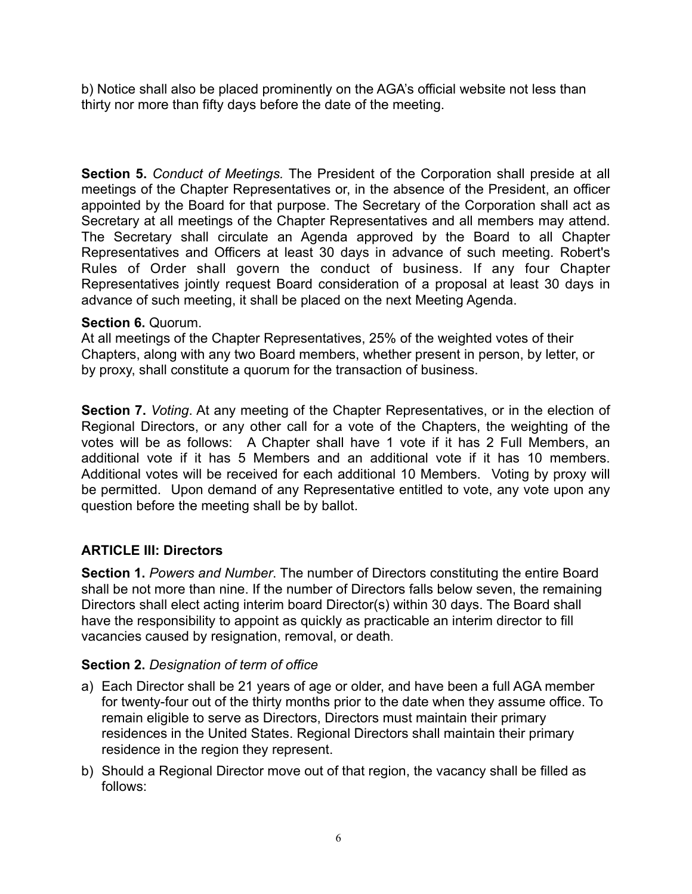b) Notice shall also be placed prominently on the AGA's official website not less than thirty nor more than fifty days before the date of the meeting.

**Section 5.** *Conduct of Meetings.* The President of the Corporation shall preside at all meetings of the Chapter Representatives or, in the absence of the President, an officer appointed by the Board for that purpose. The Secretary of the Corporation shall act as Secretary at all meetings of the Chapter Representatives and all members may attend. The Secretary shall circulate an Agenda approved by the Board to all Chapter Representatives and Officers at least 30 days in advance of such meeting. Robert's Rules of Order shall govern the conduct of business. If any four Chapter Representatives jointly request Board consideration of a proposal at least 30 days in advance of such meeting, it shall be placed on the next Meeting Agenda.

**Section 6.** Quorum.

At all meetings of the Chapter Representatives, 25% of the weighted votes of their Chapters, along with any two Board members, whether present in person, by letter, or by proxy, shall constitute a quorum for the transaction of business.

**Section 7.** *Voting*. At any meeting of the Chapter Representatives, or in the election of Regional Directors, or any other call for a vote of the Chapters, the weighting of the votes will be as follows: A Chapter shall have 1 vote if it has 2 Full Members, an additional vote if it has 5 Members and an additional vote if it has 10 members. Additional votes will be received for each additional 10 Members. Voting by proxy will be permitted. Upon demand of any Representative entitled to vote, any vote upon any question before the meeting shall be by ballot.

## ARTICLE III: Directors

**Section 1.** *Powers and Number*. The number of Directors constituting the entire Board shall be not more than nine. If the number of Directors falls below seven, the remaining Directors shall elect acting interim board Director(s) within 30 days. The Board shall have the responsibility to appoint as quickly as practicable an interim director to fill vacancies caused by resignation, removal, or death.

**Section 2.** *Designation of term of office*

a) Each Director shall be 21 years of age or older, and have been a full AGA member for twenty-four out of the thirty months prior to the date when they assume office. To remain eligible to serve as Directors, Directors must maintain their primary residences in the United States. Regional Directors shall maintain their primary residence in the region they represent.
b) Should a Regional Director move out of that region, the vacancy shall be filled as follows: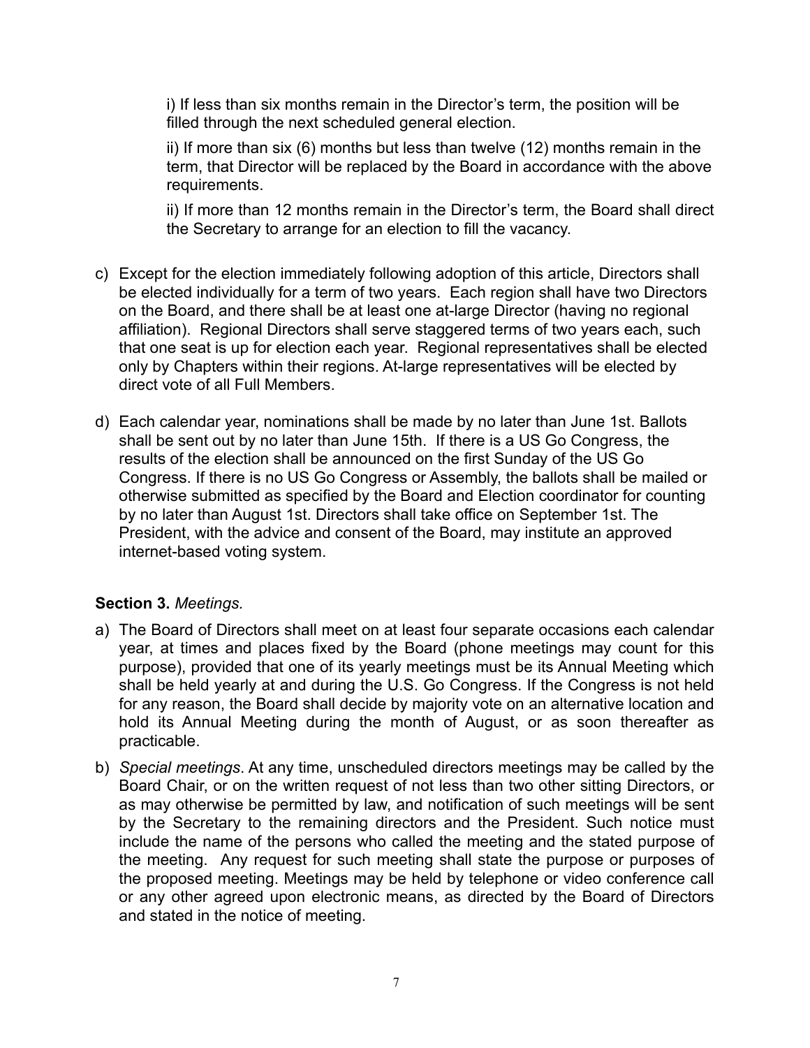i) If less than six months remain in the Director's term, the position will be filled through the next scheduled general election.

ii) If more than six (6) months but less than twelve (12) months remain in the term, that Director will be replaced by the Board in accordance with the above requirements.

ii) If more than 12 months remain in the Director's term, the Board shall direct the Secretary to arrange for an election to fill the vacancy.

c) Except for the election immediately following adoption of this article, Directors shall be elected individually for a term of two years. Each region shall have two Directors on the Board, and there shall be at least one at-large Director (having no regional affiliation). Regional Directors shall serve staggered terms of two years each, such that one seat is up for election each year. Regional representatives shall be elected only by Chapters within their regions. At-large representatives will be elected by direct vote of all Full Members.

d) Each calendar year, nominations shall be made by no later than June 1st. Ballots shall be sent out by no later than June 15th. If there is a US Go Congress, the results of the election shall be announced on the first Sunday of the US Go Congress. If there is no US Go Congress or Assembly, the ballots shall be mailed or otherwise submitted as specified by the Board and Election coordinator for counting by no later than August 1st. Directors shall take office on September 1st. The President, with the advice and consent of the Board, may institute an approved internet-based voting system.

**Section 3.** *Meetings.*

a) The Board of Directors shall meet on at least four separate occasions each calendar year, at times and places fixed by the Board (phone meetings may count for this purpose), provided that one of its yearly meetings must be its Annual Meeting which shall be held yearly at and during the U.S. Go Congress. If the Congress is not held for any reason, the Board shall decide by majority vote on an alternative location and hold its Annual Meeting during the month of August, or as soon thereafter as practicable.

b) *Special meetings*. At any time, unscheduled directors meetings may be called by the Board Chair, or on the written request of not less than two other sitting Directors, or as may otherwise be permitted by law, and notification of such meetings will be sent by the Secretary to the remaining directors and the President. Such notice must include the name of the persons who called the meeting and the stated purpose of the meeting. Any request for such meeting shall state the purpose or purposes of the proposed meeting. Meetings may be held by telephone or video conference call or any other agreed upon electronic means, as directed by the Board of Directors and stated in the notice of meeting.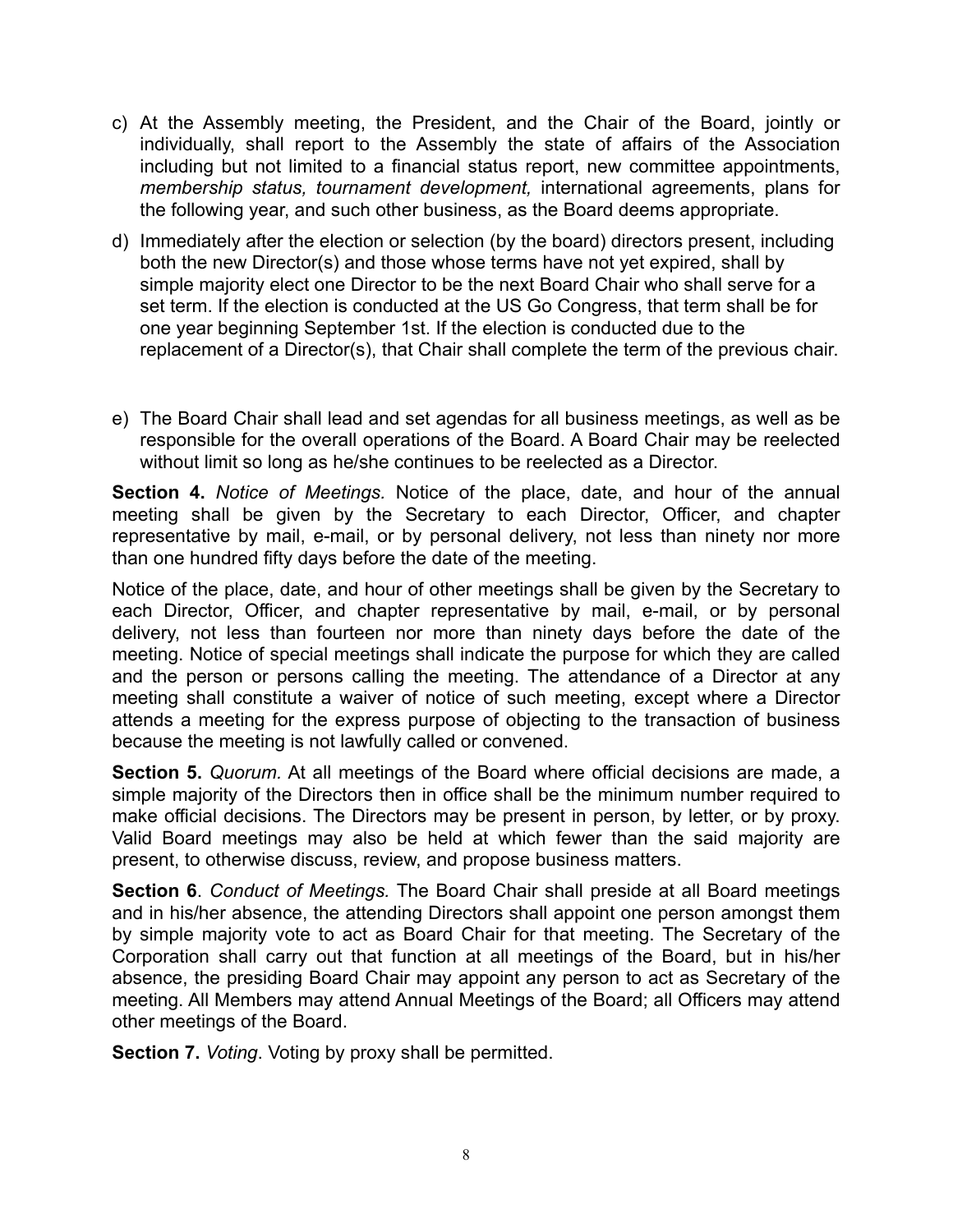c) At the Assembly meeting, the President, and the Chair of the Board, jointly or individually, shall report to the Assembly the state of affairs of the Association including but not limited to a financial status report, new committee appointments, *membership status, tournament development,* international agreements, plans for the following year, and such other business, as the Board deems appropriate.

d) Immediately after the election or selection (by the board) directors present, including both the new Director(s) and those whose terms have not yet expired, shall by simple majority elect one Director to be the next Board Chair who shall serve for a set term. If the election is conducted at the US Go Congress, that term shall be for one year beginning September 1st. If the election is conducted due to the replacement of a Director(s), that Chair shall complete the term of the previous chair.

e) The Board Chair shall lead and set agendas for all business meetings, as well as be responsible for the overall operations of the Board. A Board Chair may be reelected without limit so long as he/she continues to be reelected as a Director.

**Section 4.** *Notice of Meetings.* Notice of the place, date, and hour of the annual meeting shall be given by the Secretary to each Director, Officer, and chapter representative by mail, e-mail, or by personal delivery, not less than ninety nor more than one hundred fifty days before the date of the meeting.

Notice of the place, date, and hour of other meetings shall be given by the Secretary to each Director, Officer, and chapter representative by mail, e-mail, or by personal delivery, not less than fourteen nor more than ninety days before the date of the meeting. Notice of special meetings shall indicate the purpose for which they are called and the person or persons calling the meeting. The attendance of a Director at any meeting shall constitute a waiver of notice of such meeting, except where a Director attends a meeting for the express purpose of objecting to the transaction of business because the meeting is not lawfully called or convened.

**Section 5.** *Quorum.* At all meetings of the Board where official decisions are made, a simple majority of the Directors then in office shall be the minimum number required to make official decisions. The Directors may be present in person, by letter, or by proxy. Valid Board meetings may also be held at which fewer than the said majority are present, to otherwise discuss, review, and propose business matters.

**Section 6**. *Conduct of Meetings.* The Board Chair shall preside at all Board meetings and in his/her absence, the attending Directors shall appoint one person amongst them by simple majority vote to act as Board Chair for that meeting. The Secretary of the Corporation shall carry out that function at all meetings of the Board, but in his/her absence, the presiding Board Chair may appoint any person to act as Secretary of the meeting. All Members may attend Annual Meetings of the Board; all Officers may attend other meetings of the Board.

**Section 7.** *Voting*. Voting by proxy shall be permitted.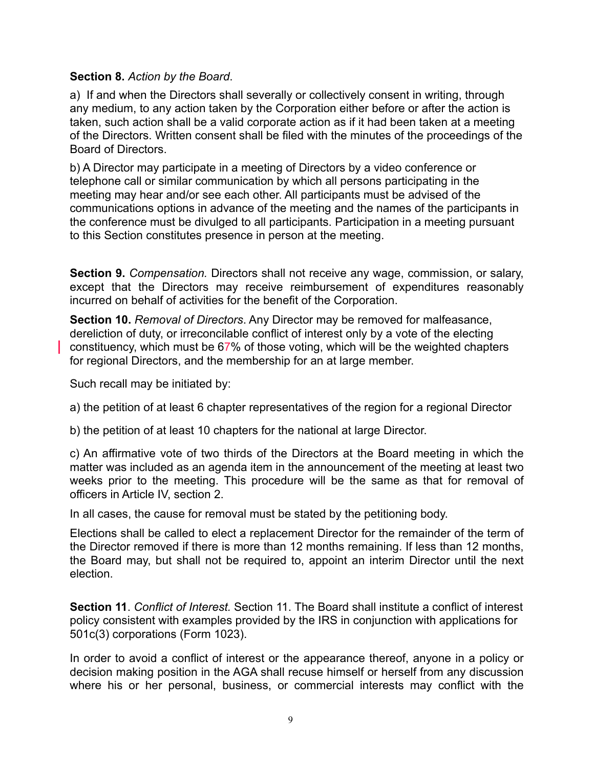**Section 8.** *Action by the Board*.

a) If and when the Directors shall severally or collectively consent in writing, through any medium, to any action taken by the Corporation either before or after the action is taken, such action shall be a valid corporate action as if it had been taken at a meeting of the Directors. Written consent shall be filed with the minutes of the proceedings of the Board of Directors.

b) A Director may participate in a meeting of Directors by a video conference or telephone call or similar communication by which all persons participating in the meeting may hear and/or see each other. All participants must be advised of the communications options in advance of the meeting and the names of the participants in the conference must be divulged to all participants. Participation in a meeting pursuant to this Section constitutes presence in person at the meeting.

**Section 9.** *Compensation.* Directors shall not receive any wage, commission, or salary, except that the Directors may receive reimbursement of expenditures reasonably incurred on behalf of activities for the benefit of the Corporation.

**Section 10.** *Removal of Directors*. Any Director may be removed for malfeasance, dereliction of duty, or irreconcilable conflict of interest only by a vote of the electing constituency, which must be 67% of those voting, which will be the weighted chapters for regional Directors, and the membership for an at large member.

Such recall may be initiated by:

a) the petition of at least 6 chapter representatives of the region for a regional Director

b) the petition of at least 10 chapters for the national at large Director.

c) An affirmative vote of two thirds of the Directors at the Board meeting in which the matter was included as an agenda item in the announcement of the meeting at least two weeks prior to the meeting. This procedure will be the same as that for removal of officers in Article IV, section 2.

In all cases, the cause for removal must be stated by the petitioning body.

Elections shall be called to elect a replacement Director for the remainder of the term of the Director removed if there is more than 12 months remaining. If less than 12 months, the Board may, but shall not be required to, appoint an interim Director until the next election.

**Section 11**. *Conflict of Interest.* Section 11. The Board shall institute a conflict of interest policy consistent with examples provided by the IRS in conjunction with applications for 501c(3) corporations (Form 1023).

In order to avoid a conflict of interest or the appearance thereof, anyone in a policy or decision making position in the AGA shall recuse himself or herself from any discussion where his or her personal, business, or commercial interests may conflict with the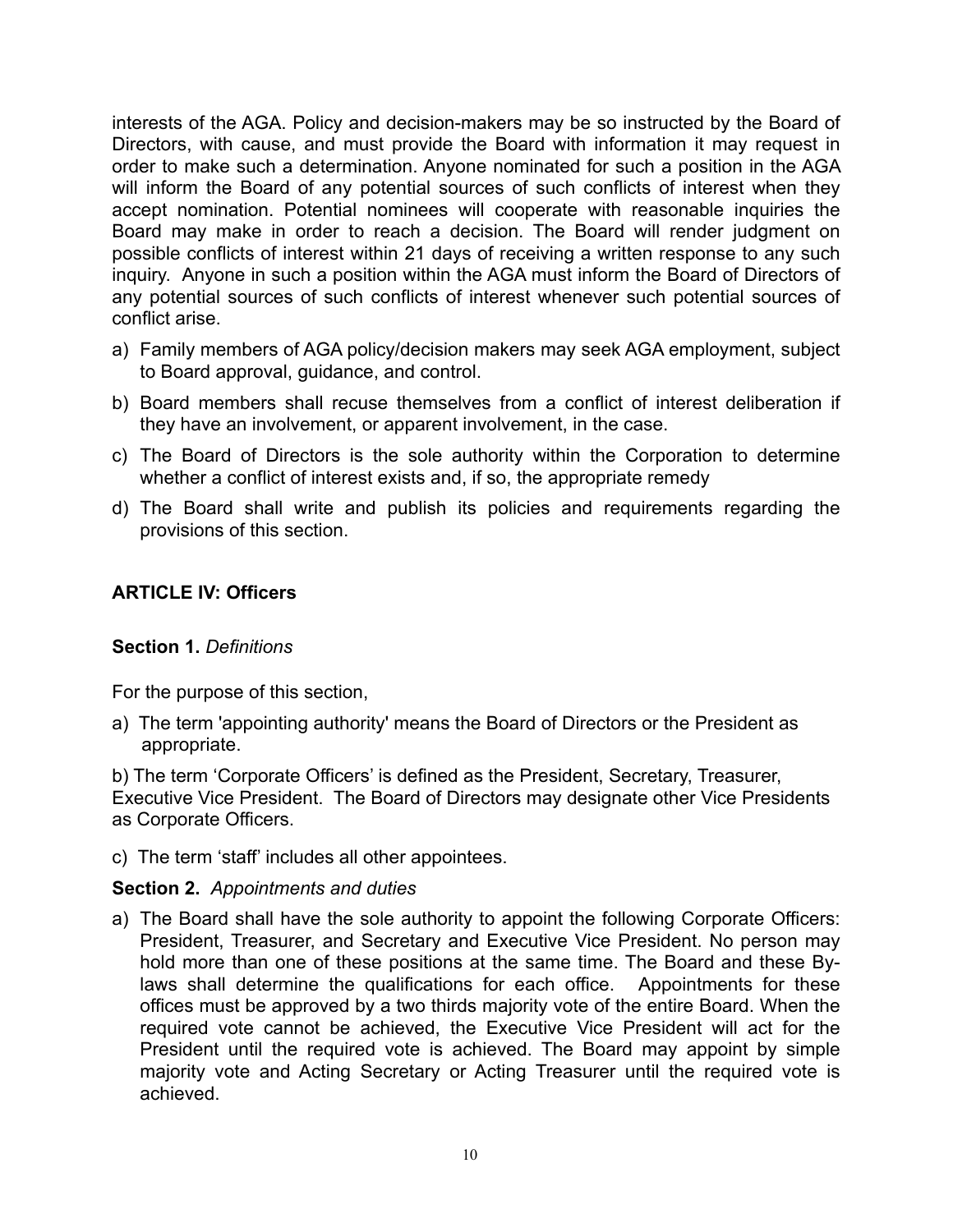interests of the AGA. Policy and decision-makers may be so instructed by the Board of Directors, with cause, and must provide the Board with information it may request in order to make such a determination. Anyone nominated for such a position in the AGA will inform the Board of any potential sources of such conflicts of interest when they accept nomination. Potential nominees will cooperate with reasonable inquiries the Board may make in order to reach a decision. The Board will render judgment on possible conflicts of interest within 21 days of receiving a written response to any such inquiry. Anyone in such a position within the AGA must inform the Board of Directors of any potential sources of such conflicts of interest whenever such potential sources of conflict arise.

a) Family members of AGA policy/decision makers may seek AGA employment, subject to Board approval, guidance, and control.
b) Board members shall recuse themselves from a conflict of interest deliberation if they have an involvement, or apparent involvement, in the case.
c) The Board of Directors is the sole authority within the Corporation to determine whether a conflict of interest exists and, if so, the appropriate remedy
d) The Board shall write and publish its policies and requirements regarding the provisions of this section.

## ARTICLE IV: Officers

**Section 1.** *Definitions*

For the purpose of this section,

a) The term 'appointing authority' means the Board of Directors or the President as appropriate.

b) The term 'Corporate Officers' is defined as the President, Secretary, Treasurer, Executive Vice President. The Board of Directors may designate other Vice Presidents as Corporate Officers.

c) The term 'staff' includes all other appointees.

**Section 2.** *Appointments and duties*

a) The Board shall have the sole authority to appoint the following Corporate Officers: President, Treasurer, and Secretary and Executive Vice President. No person may hold more than one of these positions at the same time. The Board and these By-laws shall determine the qualifications for each office. Appointments for these offices must be approved by a two thirds majority vote of the entire Board. When the required vote cannot be achieved, the Executive Vice President will act for the President until the required vote is achieved. The Board may appoint by simple majority vote and Acting Secretary or Acting Treasurer until the required vote is achieved.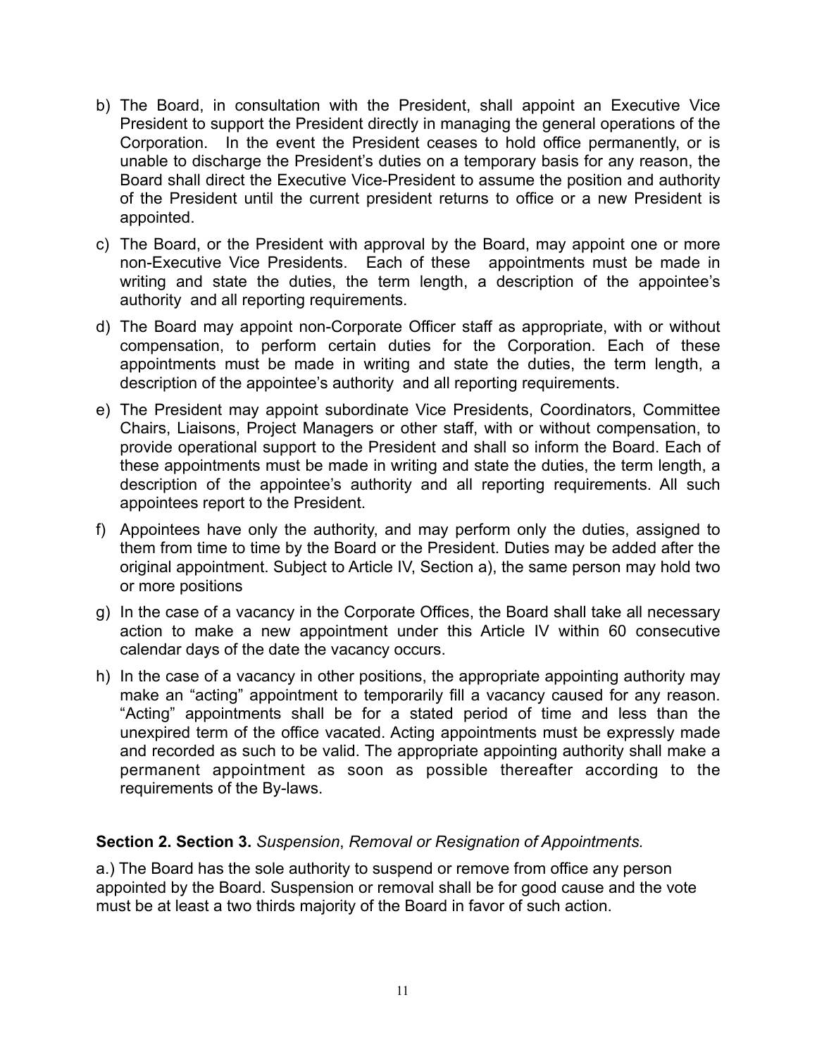b) The Board, in consultation with the President, shall appoint an Executive Vice President to support the President directly in managing the general operations of the Corporation. In the event the President ceases to hold office permanently, or is unable to discharge the President's duties on a temporary basis for any reason, the Board shall direct the Executive Vice-President to assume the position and authority of the President until the current president returns to office or a new President is appointed.

c) The Board, or the President with approval by the Board, may appoint one or more non-Executive Vice Presidents. Each of these appointments must be made in writing and state the duties, the term length, a description of the appointee's authority and all reporting requirements.

d) The Board may appoint non-Corporate Officer staff as appropriate, with or without compensation, to perform certain duties for the Corporation. Each of these appointments must be made in writing and state the duties, the term length, a description of the appointee's authority and all reporting requirements.

e) The President may appoint subordinate Vice Presidents, Coordinators, Committee Chairs, Liaisons, Project Managers or other staff, with or without compensation, to provide operational support to the President and shall so inform the Board. Each of these appointments must be made in writing and state the duties, the term length, a description of the appointee's authority and all reporting requirements. All such appointees report to the President.

f) Appointees have only the authority, and may perform only the duties, assigned to them from time to time by the Board or the President. Duties may be added after the original appointment. Subject to Article IV, Section a), the same person may hold two or more positions

g) In the case of a vacancy in the Corporate Offices, the Board shall take all necessary action to make a new appointment under this Article IV within 60 consecutive calendar days of the date the vacancy occurs.

h) In the case of a vacancy in other positions, the appropriate appointing authority may make an "acting" appointment to temporarily fill a vacancy caused for any reason. "Acting" appointments shall be for a stated period of time and less than the unexpired term of the office vacated. Acting appointments must be expressly made and recorded as such to be valid. The appropriate appointing authority shall make a permanent appointment as soon as possible thereafter according to the requirements of the By-laws.

**Section 2. Section 3.** *Suspension*, *Removal or Resignation of Appointments.*

a.) The Board has the sole authority to suspend or remove from office any person appointed by the Board. Suspension or removal shall be for good cause and the vote must be at least a two thirds majority of the Board in favor of such action.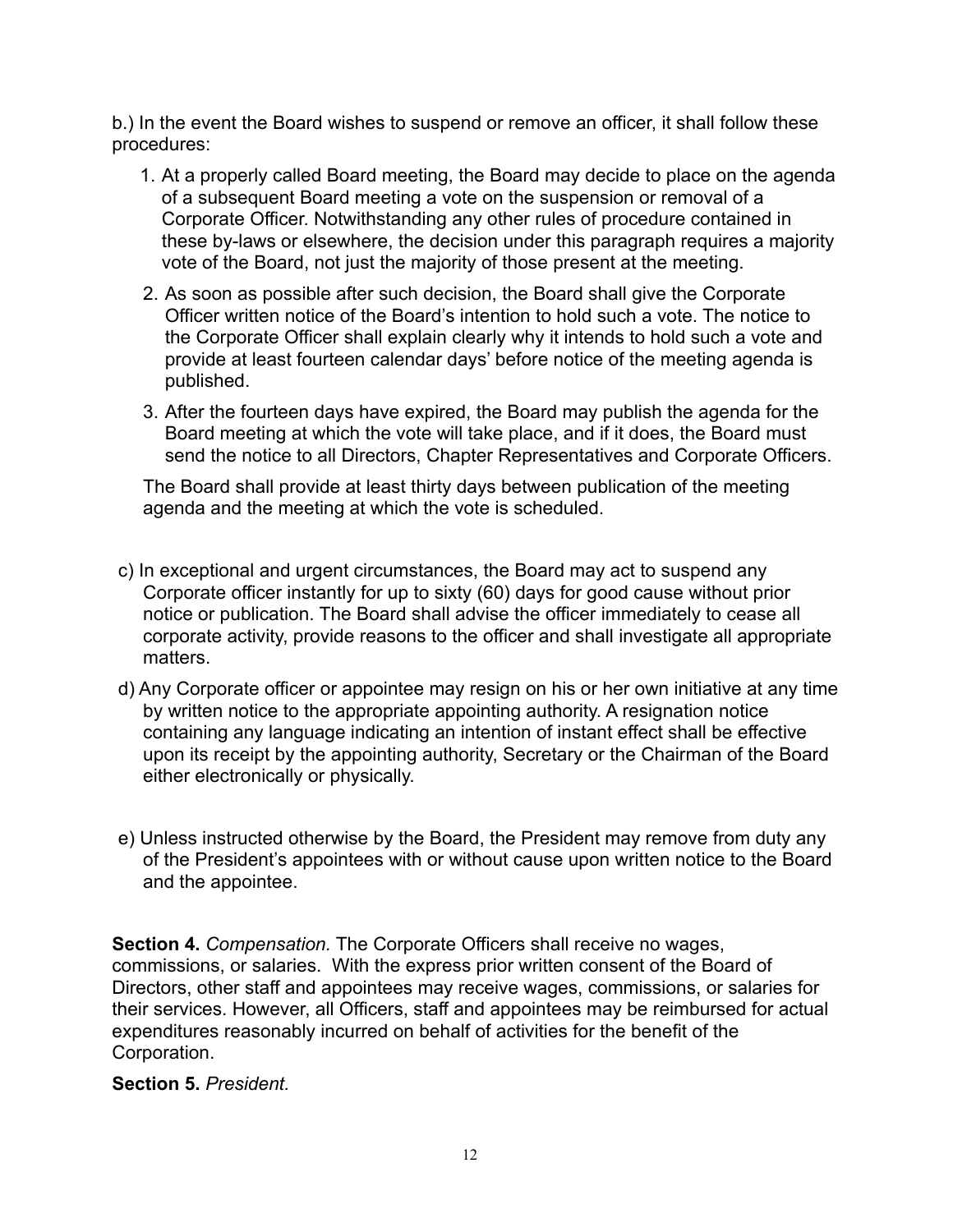b.) In the event the Board wishes to suspend or remove an officer, it shall follow these procedures:

1. At a properly called Board meeting, the Board may decide to place on the agenda of a subsequent Board meeting a vote on the suspension or removal of a Corporate Officer. Notwithstanding any other rules of procedure contained in these by-laws or elsewhere, the decision under this paragraph requires a majority vote of the Board, not just the majority of those present at the meeting.
2. As soon as possible after such decision, the Board shall give the Corporate Officer written notice of the Board's intention to hold such a vote. The notice to the Corporate Officer shall explain clearly why it intends to hold such a vote and provide at least fourteen calendar days' before notice of the meeting agenda is published.
3. After the fourteen days have expired, the Board may publish the agenda for the Board meeting at which the vote will take place, and if it does, the Board must send the notice to all Directors, Chapter Representatives and Corporate Officers.

The Board shall provide at least thirty days between publication of the meeting agenda and the meeting at which the vote is scheduled.

c) In exceptional and urgent circumstances, the Board may act to suspend any Corporate officer instantly for up to sixty (60) days for good cause without prior notice or publication. The Board shall advise the officer immediately to cease all corporate activity, provide reasons to the officer and shall investigate all appropriate matters.

d) Any Corporate officer or appointee may resign on his or her own initiative at any time by written notice to the appropriate appointing authority. A resignation notice containing any language indicating an intention of instant effect shall be effective upon its receipt by the appointing authority, Secretary or the Chairman of the Board either electronically or physically.

e) Unless instructed otherwise by the Board, the President may remove from duty any of the President's appointees with or without cause upon written notice to the Board and the appointee.

**Section 4.** *Compensation.* The Corporate Officers shall receive no wages, commissions, or salaries. With the express prior written consent of the Board of Directors, other staff and appointees may receive wages, commissions, or salaries for their services. However, all Officers, staff and appointees may be reimbursed for actual expenditures reasonably incurred on behalf of activities for the benefit of the Corporation.

**Section 5.** *President.*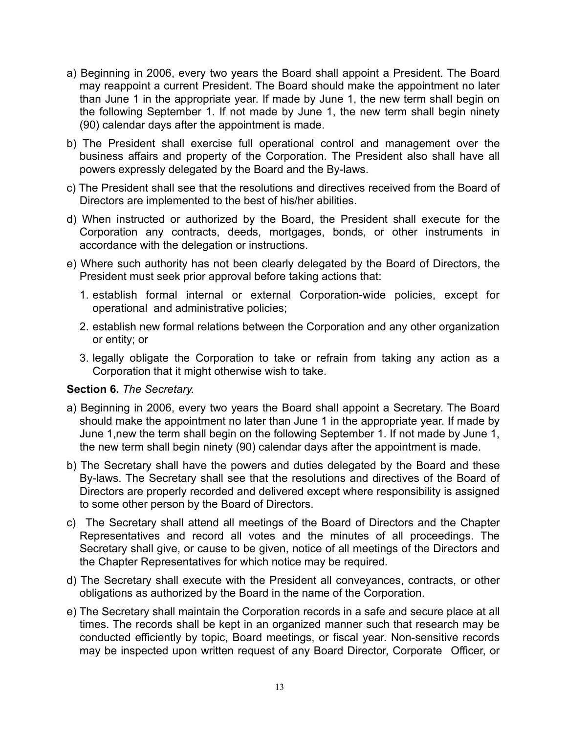a) Beginning in 2006, every two years the Board shall appoint a President. The Board may reappoint a current President. The Board should make the appointment no later than June 1 in the appropriate year. If made by June 1, the new term shall begin on the following September 1. If not made by June 1, the new term shall begin ninety (90) calendar days after the appointment is made.

b) The President shall exercise full operational control and management over the business affairs and property of the Corporation. The President also shall have all powers expressly delegated by the Board and the By-laws.

c) The President shall see that the resolutions and directives received from the Board of Directors are implemented to the best of his/her abilities.

d) When instructed or authorized by the Board, the President shall execute for the Corporation any contracts, deeds, mortgages, bonds, or other instruments in accordance with the delegation or instructions.

e) Where such authority has not been clearly delegated by the Board of Directors, the President must seek prior approval before taking actions that:

1. establish formal internal or external Corporation-wide policies, except for operational and administrative policies;
2. establish new formal relations between the Corporation and any other organization or entity; or
3. legally obligate the Corporation to take or refrain from taking any action as a Corporation that it might otherwise wish to take.

**Section 6.** *The Secretary.*

a) Beginning in 2006, every two years the Board shall appoint a Secretary. The Board should make the appointment no later than June 1 in the appropriate year. If made by June 1,new the term shall begin on the following September 1. If not made by June 1, the new term shall begin ninety (90) calendar days after the appointment is made.

b) The Secretary shall have the powers and duties delegated by the Board and these By-laws. The Secretary shall see that the resolutions and directives of the Board of Directors are properly recorded and delivered except where responsibility is assigned to some other person by the Board of Directors.

c) The Secretary shall attend all meetings of the Board of Directors and the Chapter Representatives and record all votes and the minutes of all proceedings. The Secretary shall give, or cause to be given, notice of all meetings of the Directors and the Chapter Representatives for which notice may be required.

d) The Secretary shall execute with the President all conveyances, contracts, or other obligations as authorized by the Board in the name of the Corporation.

e) The Secretary shall maintain the Corporation records in a safe and secure place at all times. The records shall be kept in an organized manner such that research may be conducted efficiently by topic, Board meetings, or fiscal year. Non-sensitive records may be inspected upon written request of any Board Director, Corporate Officer, or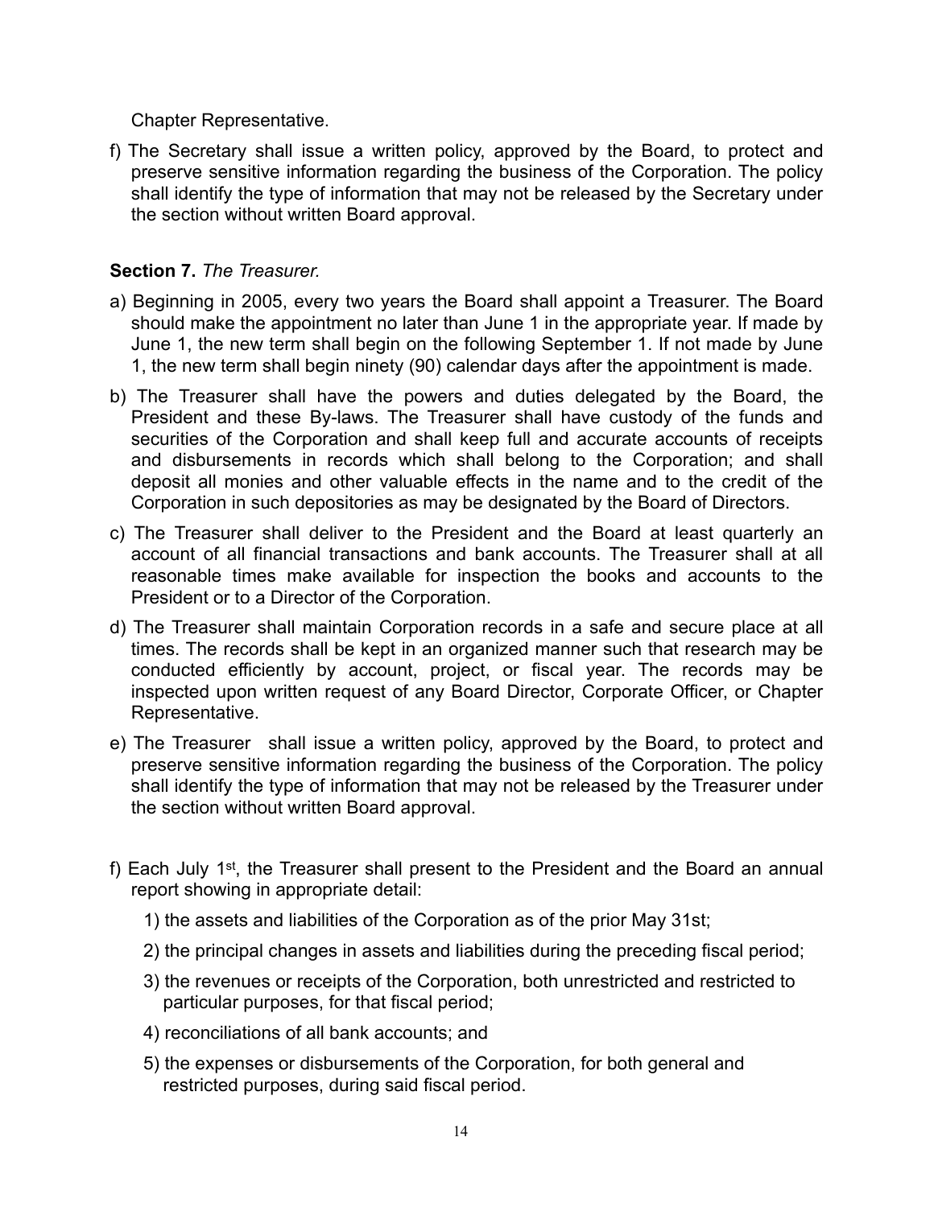Chapter Representative.

f) The Secretary shall issue a written policy, approved by the Board, to protect and preserve sensitive information regarding the business of the Corporation. The policy shall identify the type of information that may not be released by the Secretary under the section without written Board approval.

**Section 7.** *The Treasurer.*

a) Beginning in 2005, every two years the Board shall appoint a Treasurer. The Board should make the appointment no later than June 1 in the appropriate year. If made by June 1, the new term shall begin on the following September 1. If not made by June 1, the new term shall begin ninety (90) calendar days after the appointment is made.

b) The Treasurer shall have the powers and duties delegated by the Board, the President and these By-laws. The Treasurer shall have custody of the funds and securities of the Corporation and shall keep full and accurate accounts of receipts and disbursements in records which shall belong to the Corporation; and shall deposit all monies and other valuable effects in the name and to the credit of the Corporation in such depositories as may be designated by the Board of Directors.

c) The Treasurer shall deliver to the President and the Board at least quarterly an account of all financial transactions and bank accounts. The Treasurer shall at all reasonable times make available for inspection the books and accounts to the President or to a Director of the Corporation.

d) The Treasurer shall maintain Corporation records in a safe and secure place at all times. The records shall be kept in an organized manner such that research may be conducted efficiently by account, project, or fiscal year. The records may be inspected upon written request of any Board Director, Corporate Officer, or Chapter Representative.

e) The Treasurer shall issue a written policy, approved by the Board, to protect and preserve sensitive information regarding the business of the Corporation. The policy shall identify the type of information that may not be released by the Treasurer under the section without written Board approval.

f) Each July 1st, the Treasurer shall present to the President and the Board an annual report showing in appropriate detail:

1) the assets and liabilities of the Corporation as of the prior May 31st;

2) the principal changes in assets and liabilities during the preceding fiscal period;

3) the revenues or receipts of the Corporation, both unrestricted and restricted to particular purposes, for that fiscal period;

4) reconciliations of all bank accounts; and

5) the expenses or disbursements of the Corporation, for both general and restricted purposes, during said fiscal period.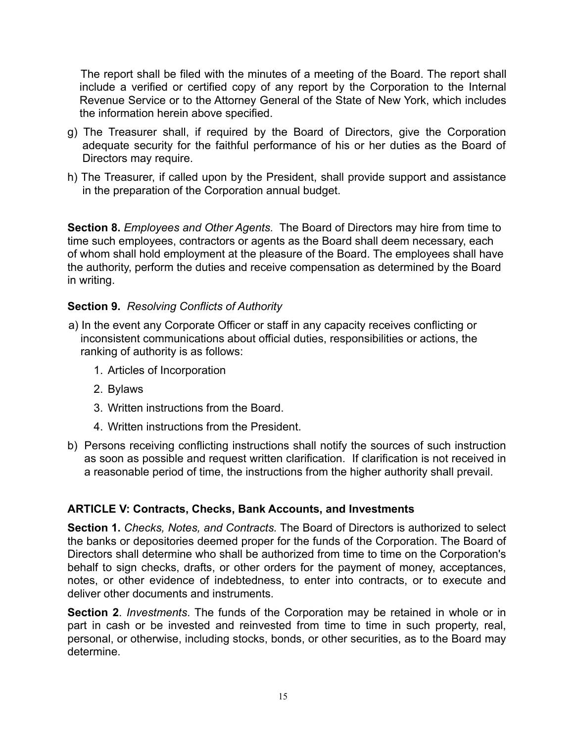The report shall be filed with the minutes of a meeting of the Board. The report shall include a verified or certified copy of any report by the Corporation to the Internal Revenue Service or to the Attorney General of the State of New York, which includes the information herein above specified.

g) The Treasurer shall, if required by the Board of Directors, give the Corporation adequate security for the faithful performance of his or her duties as the Board of Directors may require.

h) The Treasurer, if called upon by the President, shall provide support and assistance in the preparation of the Corporation annual budget.

**Section 8.** *Employees and Other Agents.* The Board of Directors may hire from time to time such employees, contractors or agents as the Board shall deem necessary, each of whom shall hold employment at the pleasure of the Board. The employees shall have the authority, perform the duties and receive compensation as determined by the Board in writing.

**Section 9.** *Resolving Conflicts of Authority*

a) In the event any Corporate Officer or staff in any capacity receives conflicting or inconsistent communications about official duties, responsibilities or actions, the ranking of authority is as follows:

   1. Articles of Incorporation
   2. Bylaws
   3. Written instructions from the Board.
   4. Written instructions from the President.

b) Persons receiving conflicting instructions shall notify the sources of such instruction as soon as possible and request written clarification. If clarification is not received in a reasonable period of time, the instructions from the higher authority shall prevail.

## ARTICLE V: Contracts, Checks, Bank Accounts, and Investments

**Section 1.** *Checks, Notes, and Contracts.* The Board of Directors is authorized to select the banks or depositories deemed proper for the funds of the Corporation. The Board of Directors shall determine who shall be authorized from time to time on the Corporation's behalf to sign checks, drafts, or other orders for the payment of money, acceptances, notes, or other evidence of indebtedness, to enter into contracts, or to execute and deliver other documents and instruments.

**Section 2**. *Investments*. The funds of the Corporation may be retained in whole or in part in cash or be invested and reinvested from time to time in such property, real, personal, or otherwise, including stocks, bonds, or other securities, as to the Board may determine.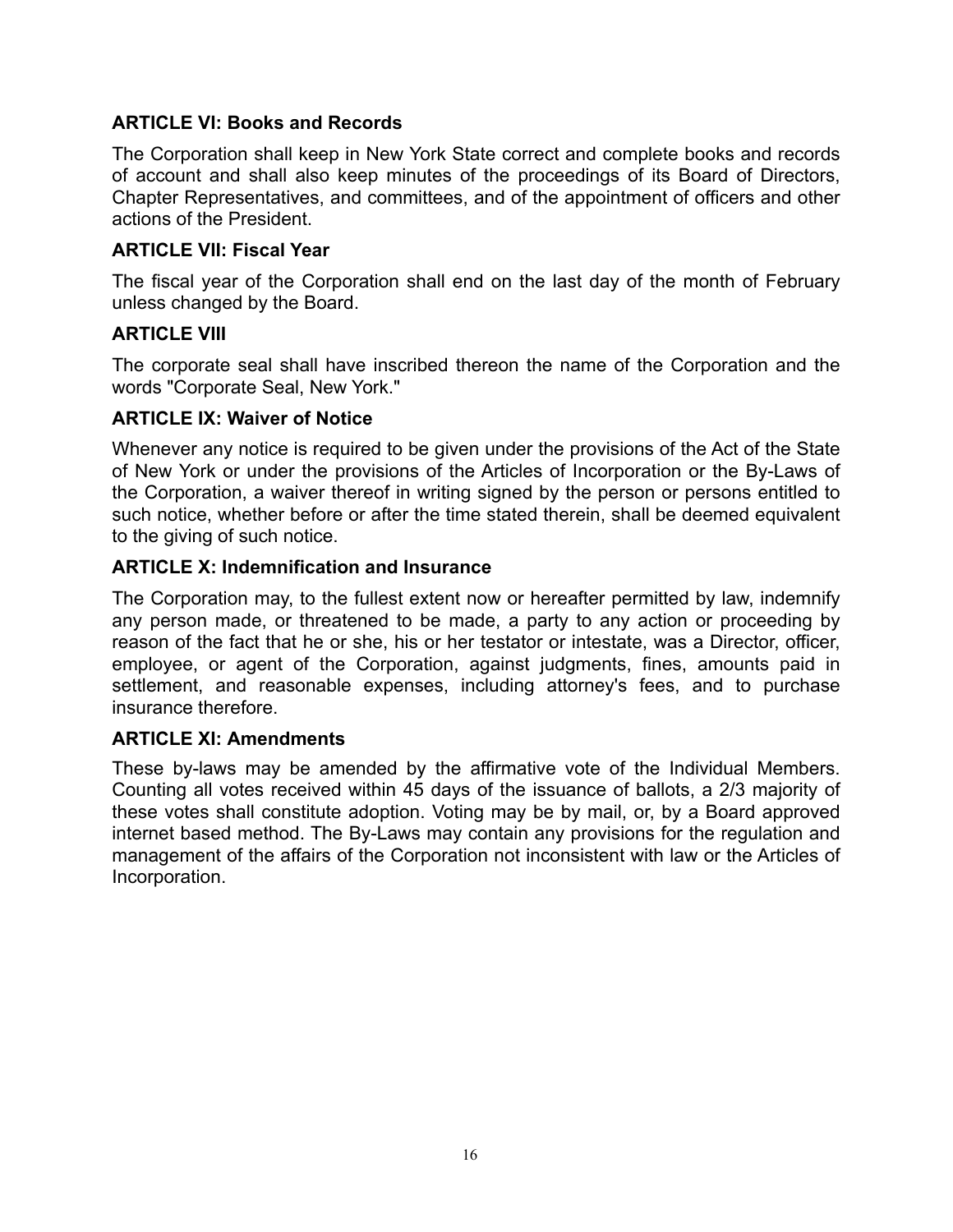**ARTICLE VI: Books and Records**

The Corporation shall keep in New York State correct and complete books and records of account and shall also keep minutes of the proceedings of its Board of Directors, Chapter Representatives, and committees, and of the appointment of officers and other actions of the President.

**ARTICLE VII: Fiscal Year**

The fiscal year of the Corporation shall end on the last day of the month of February unless changed by the Board.

**ARTICLE VIII**

The corporate seal shall have inscribed thereon the name of the Corporation and the words "Corporate Seal, New York."

**ARTICLE IX: Waiver of Notice**

Whenever any notice is required to be given under the provisions of the Act of the State of New York or under the provisions of the Articles of Incorporation or the By-Laws of the Corporation, a waiver thereof in writing signed by the person or persons entitled to such notice, whether before or after the time stated therein, shall be deemed equivalent to the giving of such notice.

**ARTICLE X: Indemnification and Insurance**

The Corporation may, to the fullest extent now or hereafter permitted by law, indemnify any person made, or threatened to be made, a party to any action or proceeding by reason of the fact that he or she, his or her testator or intestate, was a Director, officer, employee, or agent of the Corporation, against judgments, fines, amounts paid in settlement, and reasonable expenses, including attorney's fees, and to purchase insurance therefore.

**ARTICLE XI: Amendments**

These by-laws may be amended by the affirmative vote of the Individual Members. Counting all votes received within 45 days of the issuance of ballots, a 2/3 majority of these votes shall constitute adoption. Voting may be by mail, or, by a Board approved internet based method. The By-Laws may contain any provisions for the regulation and management of the affairs of the Corporation not inconsistent with law or the Articles of Incorporation.